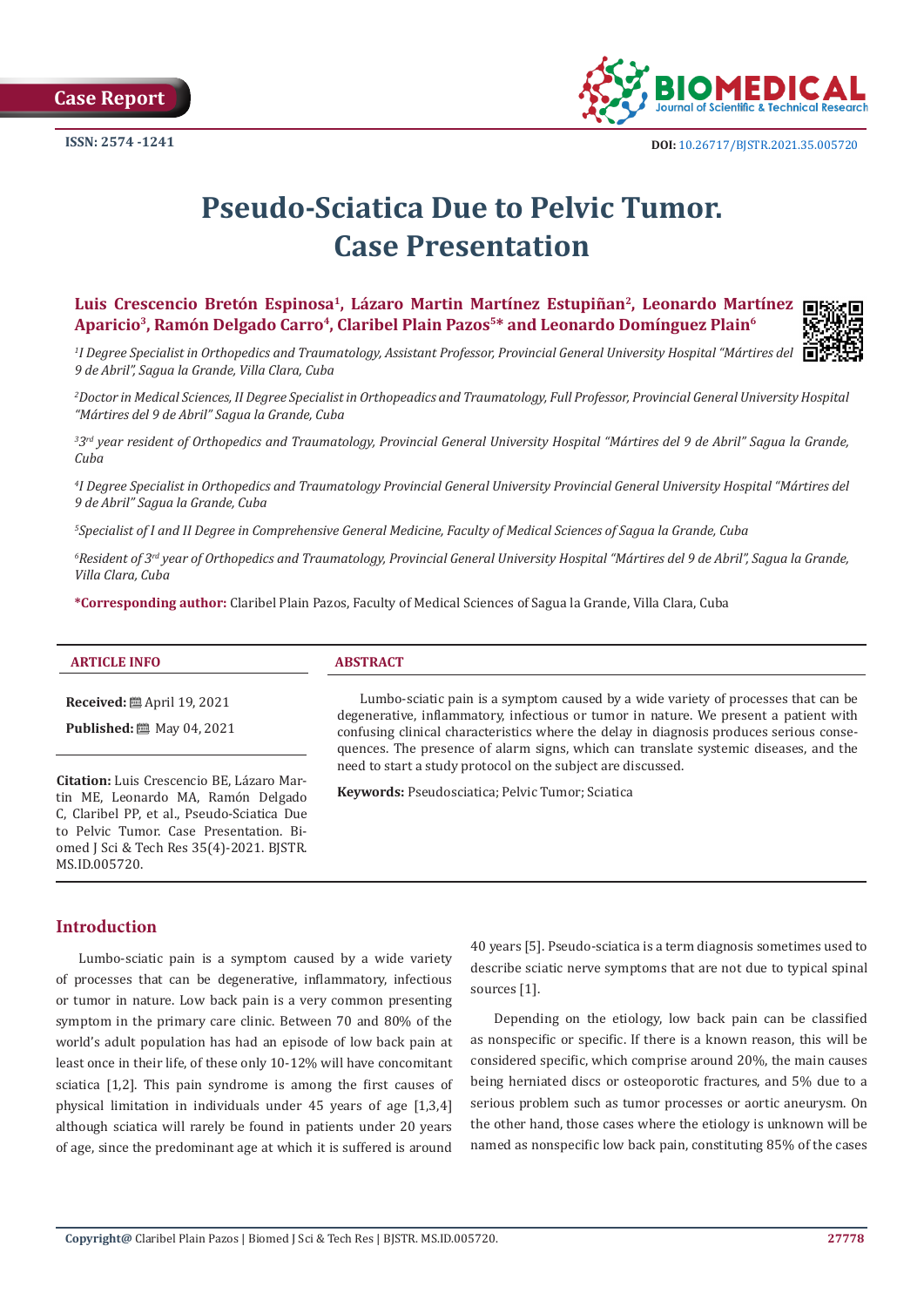Case Report

ISSN: 2574 -1241

DOI: 10.26717/BJSTR.2021.35.005720

# Pseudo-Sciatica Due to Pelvic Tumor. Case Presentation

**Luis Crescencio Bretón Espinosa[1], Lázaro Martin Martínez Estupiñan[2], Leonardo Martínez Aparicio[3], Ramón Delgado Carro[4], Claribel Plain Pazos[5]* and Leonardo Domínguez Plain[6]**

[1]*I Degree Specialist in Orthopedics and Traumatology, Assistant Professor, Provincial General University Hospital "Mártires del 9 de Abril", Sagua la Grande, Villa Clara, Cuba*

[2]*Doctor in Medical Sciences, II Degree Specialist in Orthopeadics and Traumatology, Full Professor, Provincial General University Hospital "Mártires del 9 de Abril" Sagua la Grande, Cuba*

[3]*3rd year resident of Orthopedics and Traumatology, Provincial General University Hospital "Mártires del 9 de Abril" Sagua la Grande, Cuba*

[4]*I Degree Specialist in Orthopedics and Traumatology Provincial General University Provincial General University Hospital "Mártires del 9 de Abril" Sagua la Grande, Cuba*

[5]*Specialist of I and II Degree in Comprehensive General Medicine, Faculty of Medical Sciences of Sagua la Grande, Cuba*

[6]*Resident of 3rd year of Orthopedics and Traumatology, Provincial General University Hospital "Mártires del 9 de Abril", Sagua la Grande, Villa Clara, Cuba*

***Corresponding author:** Claribel Plain Pazos, Faculty of Medical Sciences of Sagua la Grande, Villa Clara, Cuba

**ARTICLE INFO**

**Received:** April 19, 2021

**Published:** May 04, 2021

**Citation:** Luis Crescencio BE, Lázaro Martin ME, Leonardo MA, Ramón Delgado C, Claribel PP, et al., Pseudo-Sciatica Due to Pelvic Tumor. Case Presentation. Biomed J Sci & Tech Res 35(4)-2021. BJSTR. MS.ID.005720.

**ABSTRACT**

Lumbo-sciatic pain is a symptom caused by a wide variety of processes that can be degenerative, inflammatory, infectious or tumor in nature. We present a patient with confusing clinical characteristics where the delay in diagnosis produces serious consequences. The presence of alarm signs, which can translate systemic diseases, and the need to start a study protocol on the subject are discussed.

**Keywords:** Pseudosciatica; Pelvic Tumor; Sciatica

## Introduction

Lumbo-sciatic pain is a symptom caused by a wide variety of processes that can be degenerative, inflammatory, infectious or tumor in nature. Low back pain is a very common presenting symptom in the primary care clinic. Between 70 and 80% of the world's adult population has had an episode of low back pain at least once in their life, of these only 10-12% will have concomitant sciatica [1,2]. This pain syndrome is among the first causes of physical limitation in individuals under 45 years of age [1,3,4] although sciatica will rarely be found in patients under 20 years of age, since the predominant age at which it is suffered is around 40 years [5]. Pseudo-sciatica is a term diagnosis sometimes used to describe sciatic nerve symptoms that are not due to typical spinal sources [1].

Depending on the etiology, low back pain can be classified as nonspecific or specific. If there is a known reason, this will be considered specific, which comprise around 20%, the main causes being herniated discs or osteoporotic fractures, and 5% due to a serious problem such as tumor processes or aortic aneurysm. On the other hand, those cases where the etiology is unknown will be named as nonspecific low back pain, constituting 85% of the cases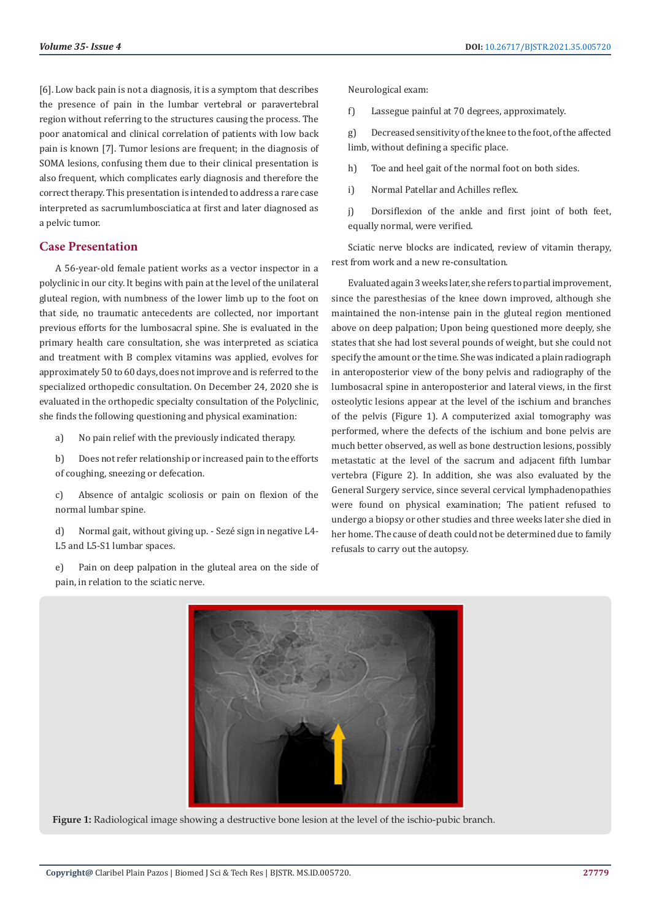[6]. Low back pain is not a diagnosis, it is a symptom that describes the presence of pain in the lumbar vertebral or paravertebral region without referring to the structures causing the process. The poor anatomical and clinical correlation of patients with low back pain is known [7]. Tumor lesions are frequent; in the diagnosis of SOMA lesions, confusing them due to their clinical presentation is also frequent, which complicates early diagnosis and therefore the correct therapy. This presentation is intended to address a rare case interpreted as sacrumlumbosciatica at first and later diagnosed as a pelvic tumor.

## Case Presentation

A 56-year-old female patient works as a vector inspector in a polyclinic in our city. It begins with pain at the level of the unilateral gluteal region, with numbness of the lower limb up to the foot on that side, no traumatic antecedents are collected, nor important previous efforts for the lumbosacral spine. She is evaluated in the primary health care consultation, she was interpreted as sciatica and treatment with B complex vitamins was applied, evolves for approximately 50 to 60 days, does not improve and is referred to the specialized orthopedic consultation. On December 24, 2020 she is evaluated in the orthopedic specialty consultation of the Polyclinic, she finds the following questioning and physical examination:

a) No pain relief with the previously indicated therapy.

b) Does not refer relationship or increased pain to the efforts of coughing, sneezing or defecation.

c) Absence of antalgic scoliosis or pain on flexion of the normal lumbar spine.

d) Normal gait, without giving up. - Sezé sign in negative L4-L5 and L5-S1 lumbar spaces.

e) Pain on deep palpation in the gluteal area on the side of pain, in relation to the sciatic nerve.

Neurological exam:

f) Lassegue painful at 70 degrees, approximately.

g) Decreased sensitivity of the knee to the foot, of the affected limb, without defining a specific place.

h) Toe and heel gait of the normal foot on both sides.

i) Normal Patellar and Achilles reflex.

j) Dorsiflexion of the ankle and first joint of both feet, equally normal, were verified.

Sciatic nerve blocks are indicated, review of vitamin therapy, rest from work and a new re-consultation.

Evaluated again 3 weeks later, she refers to partial improvement, since the paresthesias of the knee down improved, although she maintained the non-intense pain in the gluteal region mentioned above on deep palpation; Upon being questioned more deeply, she states that she had lost several pounds of weight, but she could not specify the amount or the time. She was indicated a plain radiograph in anteroposterior view of the bony pelvis and radiography of the lumbosacral spine in anteroposterior and lateral views, in the first osteolytic lesions appear at the level of the ischium and branches of the pelvis (Figure 1). A computerized axial tomography was performed, where the defects of the ischium and bone pelvis are much better observed, as well as bone destruction lesions, possibly metastatic at the level of the sacrum and adjacent fifth lumbar vertebra (Figure 2). In addition, she was also evaluated by the General Surgery service, since several cervical lymphadenopathies were found on physical examination; The patient refused to undergo a biopsy or other studies and three weeks later she died in her home. The cause of death could not be determined due to family refusals to carry out the autopsy.

**Figure 1:** Radiological image showing a destructive bone lesion at the level of the ischio-pubic branch.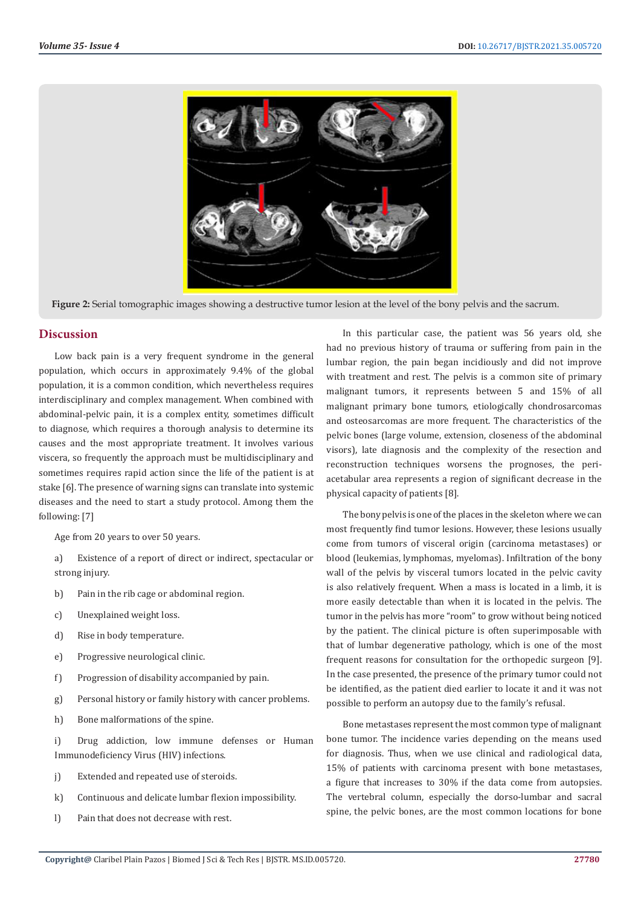Figure 2: Serial tomographic images showing a destructive tumor lesion at the level of the bony pelvis and the sacrum.

## Discussion

Low back pain is a very frequent syndrome in the general population, which occurs in approximately 9.4% of the global population, it is a common condition, which nevertheless requires interdisciplinary and complex management. When combined with abdominal-pelvic pain, it is a complex entity, sometimes difficult to diagnose, which requires a thorough analysis to determine its causes and the most appropriate treatment. It involves various viscera, so frequently the approach must be multidisciplinary and sometimes requires rapid action since the life of the patient is at stake [6]. The presence of warning signs can translate into systemic diseases and the need to start a study protocol. Among them the following: [7]

Age from 20 years to over 50 years.

a) Existence of a report of direct or indirect, spectacular or strong injury.

b) Pain in the rib cage or abdominal region.

c) Unexplained weight loss.

d) Rise in body temperature.

e) Progressive neurological clinic.

f) Progression of disability accompanied by pain.

g) Personal history or family history with cancer problems.

h) Bone malformations of the spine.

i) Drug addiction, low immune defenses or Human Immunodeficiency Virus (HIV) infections.

j) Extended and repeated use of steroids.

k) Continuous and delicate lumbar flexion impossibility.

l) Pain that does not decrease with rest.

In this particular case, the patient was 56 years old, she had no previous history of trauma or suffering from pain in the lumbar region, the pain began incidiously and did not improve with treatment and rest. The pelvis is a common site of primary malignant tumors, it represents between 5 and 15% of all malignant primary bone tumors, etiologically chondrosarcomas and osteosarcomas are more frequent. The characteristics of the pelvic bones (large volume, extension, closeness of the abdominal visors), late diagnosis and the complexity of the resection and reconstruction techniques worsens the prognoses, the peri-acetabular area represents a region of significant decrease in the physical capacity of patients [8].

The bony pelvis is one of the places in the skeleton where we can most frequently find tumor lesions. However, these lesions usually come from tumors of visceral origin (carcinoma metastases) or blood (leukemias, lymphomas, myelomas). Infiltration of the bony wall of the pelvis by visceral tumors located in the pelvic cavity is also relatively frequent. When a mass is located in a limb, it is more easily detectable than when it is located in the pelvis. The tumor in the pelvis has more "room" to grow without being noticed by the patient. The clinical picture is often superimposable with that of lumbar degenerative pathology, which is one of the most frequent reasons for consultation for the orthopedic surgeon [9]. In the case presented, the presence of the primary tumor could not be identified, as the patient died earlier to locate it and it was not possible to perform an autopsy due to the family's refusal.

Bone metastases represent the most common type of malignant bone tumor. The incidence varies depending on the means used for diagnosis. Thus, when we use clinical and radiological data, 15% of patients with carcinoma present with bone metastases, a figure that increases to 30% if the data come from autopsies. The vertebral column, especially the dorso-lumbar and sacral spine, the pelvic bones, are the most common locations for bone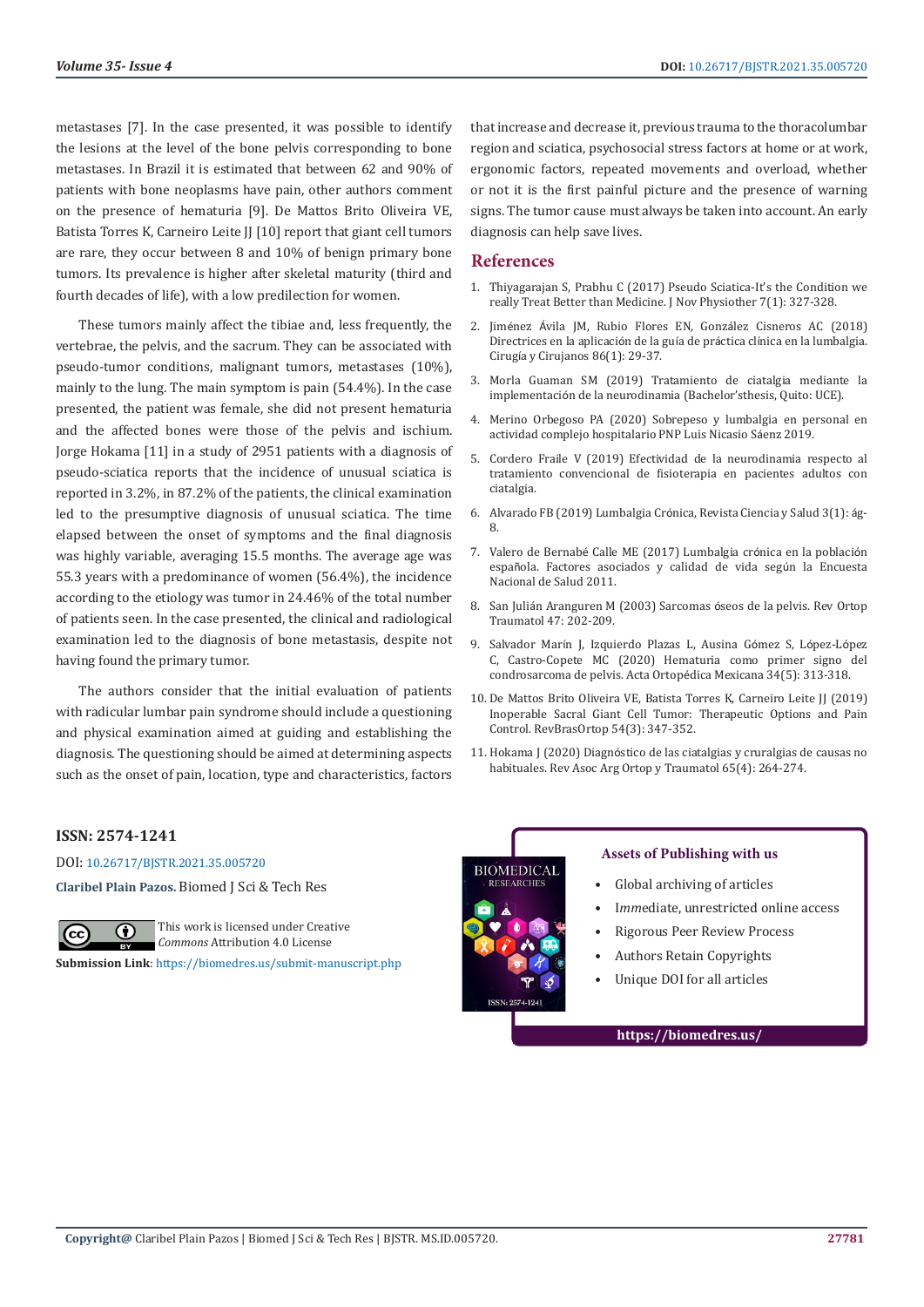metastases [7]. In the case presented, it was possible to identify the lesions at the level of the bone pelvis corresponding to bone metastases. In Brazil it is estimated that between 62 and 90% of patients with bone neoplasms have pain, other authors comment on the presence of hematuria [9]. De Mattos Brito Oliveira VE, Batista Torres K, Carneiro Leite JJ [10] report that giant cell tumors are rare, they occur between 8 and 10% of benign primary bone tumors. Its prevalence is higher after skeletal maturity (third and fourth decades of life), with a low predilection for women.

These tumors mainly affect the tibiae and, less frequently, the vertebrae, the pelvis, and the sacrum. They can be associated with pseudo-tumor conditions, malignant tumors, metastases (10%), mainly to the lung. The main symptom is pain (54.4%). In the case presented, the patient was female, she did not present hematuria and the affected bones were those of the pelvis and ischium. Jorge Hokama [11] in a study of 2951 patients with a diagnosis of pseudo-sciatica reports that the incidence of unusual sciatica is reported in 3.2%, in 87.2% of the patients, the clinical examination led to the presumptive diagnosis of unusual sciatica. The time elapsed between the onset of symptoms and the final diagnosis was highly variable, averaging 15.5 months. The average age was 55.3 years with a predominance of women (56.4%), the incidence according to the etiology was tumor in 24.46% of the total number of patients seen. In the case presented, the clinical and radiological examination led to the diagnosis of bone metastasis, despite not having found the primary tumor.

The authors consider that the initial evaluation of patients with radicular lumbar pain syndrome should include a questioning and physical examination aimed at guiding and establishing the diagnosis. The questioning should be aimed at determining aspects such as the onset of pain, location, type and characteristics, factors that increase and decrease it, previous trauma to the thoracolumbar region and sciatica, psychosocial stress factors at home or at work, ergonomic factors, repeated movements and overload, whether or not it is the first painful picture and the presence of warning signs. The tumor cause must always be taken into account. An early diagnosis can help save lives.

## References

1. Thiyagarajan S, Prabhu C (2017) Pseudo Sciatica-It's the Condition we really Treat Better than Medicine. J Nov Physiother 7(1): 327-328.
2. Jiménez Ávila JM, Rubio Flores EN, González Cisneros AC (2018) Directrices en la aplicación de la guía de práctica clínica en la lumbalgia. Cirugía y Cirujanos 86(1): 29-37.
3. Morla Guaman SM (2019) Tratamiento de ciatalgia mediante la implementación de la neurodinamia (Bachelor'sthesis, Quito: UCE).
4. Merino Orbegoso PA (2020) Sobrepeso y lumbalgia en personal en actividad complejo hospitalario PNP Luis Nicasio Sáenz 2019.
5. Cordero Fraile V (2019) Efectividad de la neurodinamia respecto al tratamiento convencional de fisioterapia en pacientes adultos con ciatalgia.
6. Alvarado FB (2019) Lumbalgia Crónica, Revista Ciencia y Salud 3(1): ág-8.
7. Valero de Bernabé Calle ME (2017) Lumbalgia crónica en la población española. Factores asociados y calidad de vida según la Encuesta Nacional de Salud 2011.
8. San Julián Aranguren M (2003) Sarcomas óseos de la pelvis. Rev Ortop Traumatol 47: 202-209.
9. Salvador Marín J, Izquierdo Plazas L, Ausina Gómez S, López-López C, Castro-Copete MC (2020) Hematuria como primer signo del condrosarcoma de pelvis. Acta Ortopédica Mexicana 34(5): 313-318.
10. De Mattos Brito Oliveira VE, Batista Torres K, Carneiro Leite JJ (2019) Inoperable Sacral Giant Cell Tumor: Therapeutic Options and Pain Control. RevBrasOrtop 54(3): 347-352.
11. Hokama J (2020) Diagnóstico de las ciatalgias y cruralgias de causas no habituales. Rev Asoc Arg Ortop y Traumatol 65(4): 264-274.

**ISSN: 2574-1241**

DOI: 10.26717/BJSTR.2021.35.005720

**Claribel Plain Pazos.** Biomed J Sci & Tech Res

This work is licensed under Creative *Commons* Attribution 4.0 License

**Submission Link**: https://biomedres.us/submit-manuscript.php

**Assets of Publishing with us**

- Global archiving of articles
- Immediate, unrestricted online access
- Rigorous Peer Review Process
- Authors Retain Copyrights
- Unique DOI for all articles

**https://biomedres.us/**